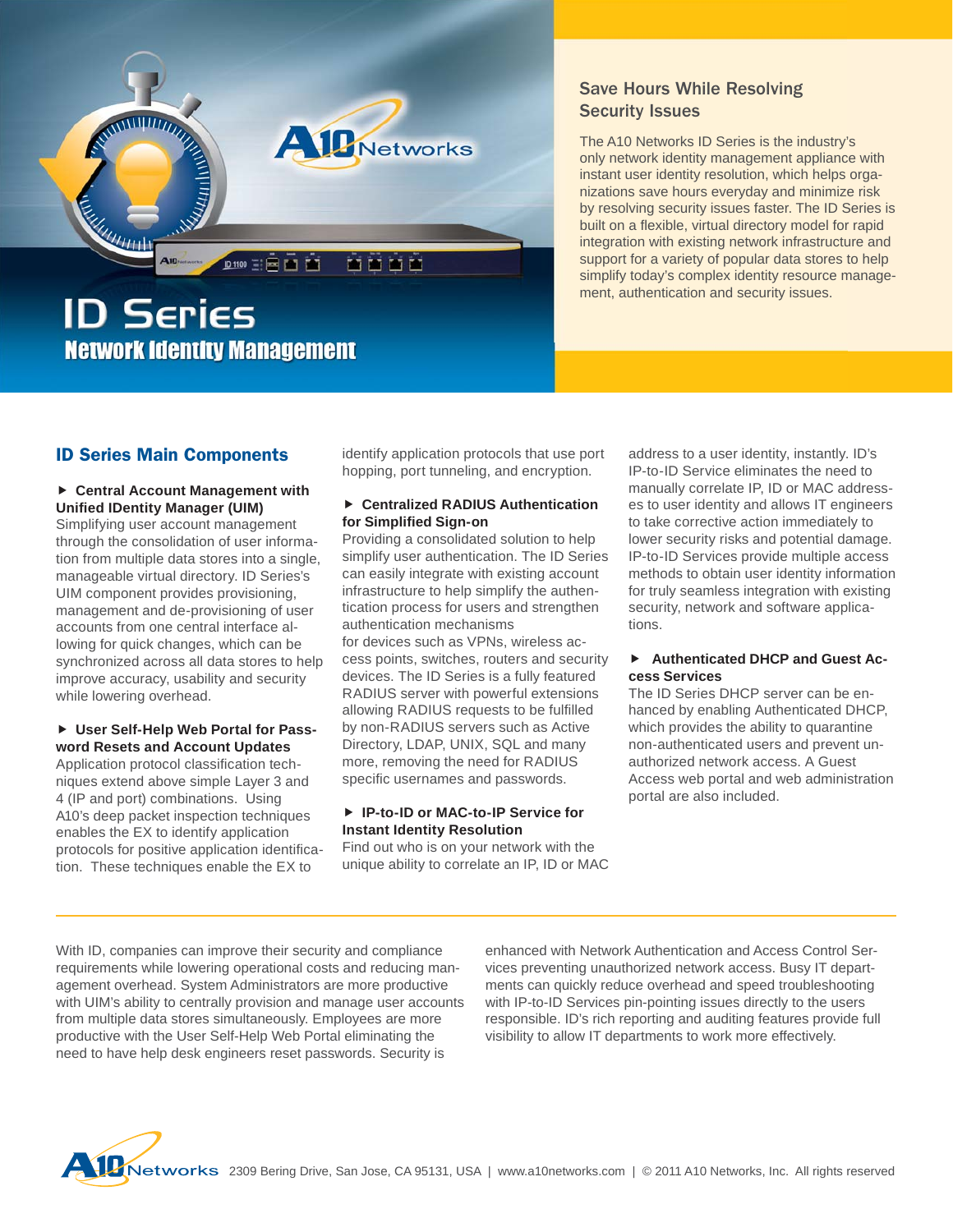# ID Series

## Network Identity Management

### Save Hours While Resolving Security Issues

The A10 Networks ID Series is the industry's only network identity management appliance with instant user identity resolution, which helps organizations save hours everyday and minimize risk by resolving security issues faster. The ID Series is built on a flexible, virtual directory model for rapid integration with existing network infrastructure and support for a variety of popular data stores to help simplify today's complex identity resource management, authentication and security issues.

## ID Series Main Components

**Central Account Management with Unified IDentity Manager (UIM)**

Simplifying user account management through the consolidation of user information from multiple data stores into a single, manageable virtual directory. ID Series's UIM component provides provisioning, management and de-provisioning of user accounts from one central interface allowing for quick changes, which can be synchronized across all data stores to help improve accuracy, usability and security while lowering overhead.

**User Self-Help Web Portal for Password Resets and Account Updates**

Application protocol classification techniques extend above simple Layer 3 and 4 (IP and port) combinations. Using A10's deep packet inspection techniques enables the EX to identify application protocols for positive application identification. These techniques enable the EX to identify application protocols that use port hopping, port tunneling, and encryption.

**Centralized RADIUS Authentication for Simplified Sign-on**

Providing a consolidated solution to help simplify user authentication. The ID Series can easily integrate with existing account infrastructure to help simplify the authentication process for users and strengthen authentication mechanisms for devices such as VPNs, wireless access points, switches, routers and security devices. The ID Series is a fully featured RADIUS server with powerful extensions allowing RADIUS requests to be fulfilled by non-RADIUS servers such as Active Directory, LDAP, UNIX, SQL and many more, removing the need for RADIUS specific usernames and passwords.

**IP-to-ID or MAC-to-IP Service for Instant Identity Resolution**

Find out who is on your network with the unique ability to correlate an IP, ID or MAC address to a user identity, instantly. ID's IP-to-ID Service eliminates the need to manually correlate IP, ID or MAC addresses to user identity and allows IT engineers to take corrective action immediately to lower security risks and potential damage. IP-to-ID Services provide multiple access methods to obtain user identity information for truly seamless integration with existing security, network and software applications.

**Authenticated DHCP and Guest Access Services**

The ID Series DHCP server can be enhanced by enabling Authenticated DHCP, which provides the ability to quarantine non-authenticated users and prevent unauthorized network access. A Guest Access web portal and web administration portal are also included.

---

With ID, companies can improve their security and compliance requirements while lowering operational costs and reducing management overhead. System Administrators are more productive with UIM's ability to centrally provision and manage user accounts from multiple data stores simultaneously. Employees are more productive with the User Self-Help Web Portal eliminating the need to have help desk engineers reset passwords. Security is enhanced with Network Authentication and Access Control Services preventing unauthorized network access. Busy IT departments can quickly reduce overhead and speed troubleshooting with IP-to-ID Services pin-pointing issues directly to the users responsible. ID's rich reporting and auditing features provide full visibility to allow IT departments to work more effectively.

A10 Networks 2309 Bering Drive, San Jose, CA 95131, USA | www.a10networks.com | © 2011 A10 Networks, Inc. All rights reserved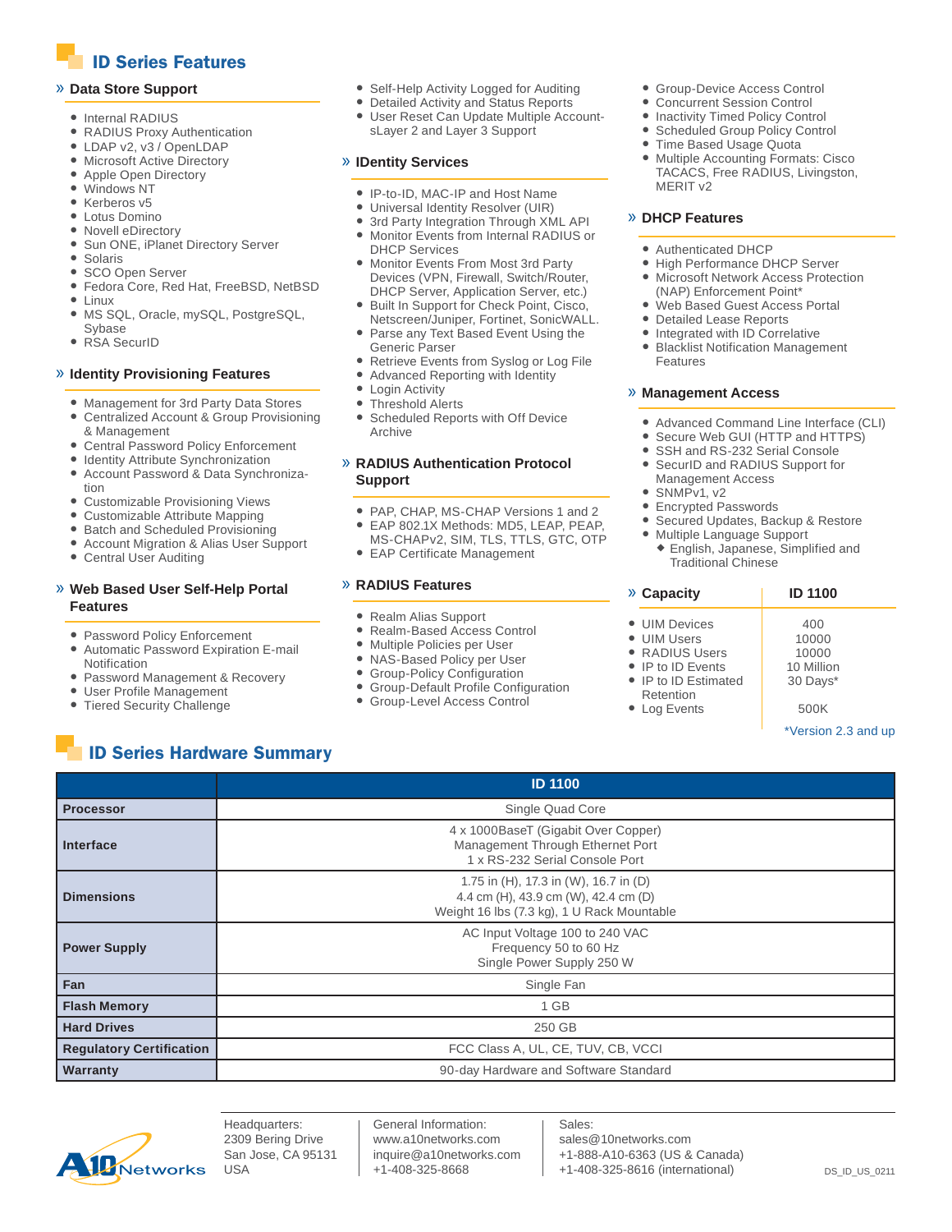# ID Series Features

## Data Store Support

- Internal RADIUS
- RADIUS Proxy Authentication
- LDAP v2, v3 / OpenLDAP
- Microsoft Active Directory
- Apple Open Directory
- Windows NT
- Kerberos v5
- Lotus Domino
- Novell eDirectory
- Sun ONE, iPlanet Directory Server
- Solaris
- SCO Open Server
- Fedora Core, Red Hat, FreeBSD, NetBSD
- Linux
- MS SQL, Oracle, mySQL, PostgreSQL, Sybase
- RSA SecurID

## Identity Provisioning Features

- Management for 3rd Party Data Stores
- Centralized Account & Group Provisioning & Management
- Central Password Policy Enforcement
- Identity Attribute Synchronization
- Account Password & Data Synchronization
- Customizable Provisioning Views
- Customizable Attribute Mapping
- Batch and Scheduled Provisioning
- Account Migration & Alias User Support
- Central User Auditing

## Web Based User Self-Help Portal Features

- Password Policy Enforcement
- Automatic Password Expiration E-mail Notification
- Password Management & Recovery
- User Profile Management
- Tiered Security Challenge
- Self-Help Activity Logged for Auditing
- Detailed Activity and Status Reports
- User Reset Can Update Multiple Account-sLayer 2 and Layer 3 Support

## IDentity Services

- IP-to-ID, MAC-IP and Host Name
- Universal Identity Resolver (UIR)
- 3rd Party Integration Through XML API
- Monitor Events from Internal RADIUS or DHCP Services
- Monitor Events From Most 3rd Party Devices (VPN, Firewall, Switch/Router, DHCP Server, Application Server, etc.)
- Built In Support for Check Point, Cisco, Netscreen/Juniper, Fortinet, SonicWALL.
- Parse any Text Based Event Using the Generic Parser
- Retrieve Events from Syslog or Log File
- Advanced Reporting with Identity
- Login Activity
- Threshold Alerts
- Scheduled Reports with Off Device Archive

## RADIUS Authentication Protocol Support

- PAP, CHAP, MS-CHAP Versions 1 and 2
- EAP 802.1X Methods: MD5, LEAP, PEAP, MS-CHAPv2, SIM, TLS, TTLS, GTC, OTP
- EAP Certificate Management

## RADIUS Features

- Realm Alias Support
- Realm-Based Access Control
- Multiple Policies per User
- NAS-Based Policy per User
- Group-Policy Configuration
- Group-Default Profile Configuration
- Group-Level Access Control
- Group-Device Access Control
- Concurrent Session Control
- Inactivity Timed Policy Control
- Scheduled Group Policy Control
- Time Based Usage Quota
- Multiple Accounting Formats: Cisco TACACS, Free RADIUS, Livingston, MERIT v2

## DHCP Features

- Authenticated DHCP
- High Performance DHCP Server
- Microsoft Network Access Protection (NAP) Enforcement Point*
- Web Based Guest Access Portal
- Detailed Lease Reports
- Integrated with ID Correlative
- Blacklist Notification Management Features

## Management Access

- Advanced Command Line Interface (CLI)
- Secure Web GUI (HTTP and HTTPS)
- SSH and RS-232 Serial Console
- SecurID and RADIUS Support for Management Access
- SNMPv1, v2
- Encrypted Passwords
- Secured Updates, Backup & Restore
- Multiple Language Support
  - English, Japanese, Simplified and Traditional Chinese

| Capacity | ID 1100 |
|---|---|
| UIM Devices | 400 |
| UIM Users | 10000 |
| RADIUS Users | 10000 |
| IP to ID Events | 10 Million |
| IP to ID Estimated Retention | 30 Days* |
| Log Events | 500K |

*Version 2.3 and up

# ID Series Hardware Summary

| | ID 1100 |
|---|---|
| **Processor** | Single Quad Core |
| **Interface** | 4 x 1000BaseT (Gigabit Over Copper)<br>Management Through Ethernet Port<br>1 x RS-232 Serial Console Port |
| **Dimensions** | 1.75 in (H), 17.3 in (W), 16.7 in (D)<br>4.4 cm (H), 43.9 cm (W), 42.4 cm (D)<br>Weight 16 lbs (7.3 kg), 1 U Rack Mountable |
| **Power Supply** | AC Input Voltage 100 to 240 VAC<br>Frequency 50 to 60 Hz<br>Single Power Supply 250 W |
| **Fan** | Single Fan |
| **Flash Memory** | 1 GB |
| **Hard Drives** | 250 GB |
| **Regulatory Certification** | FCC Class A, UL, CE, TUV, CB, VCCI |
| **Warranty** | 90-day Hardware and Software Standard |

A10 Networks

Headquarters:
2309 Bering Drive
San Jose, CA 95131
USA

General Information:
www.a10networks.com
inquire@a10networks.com
+1-408-325-8668

Sales:
sales@10networks.com
+1-888-A10-6363 (US & Canada)
+1-408-325-8616 (international)

DS_ID_US_0211